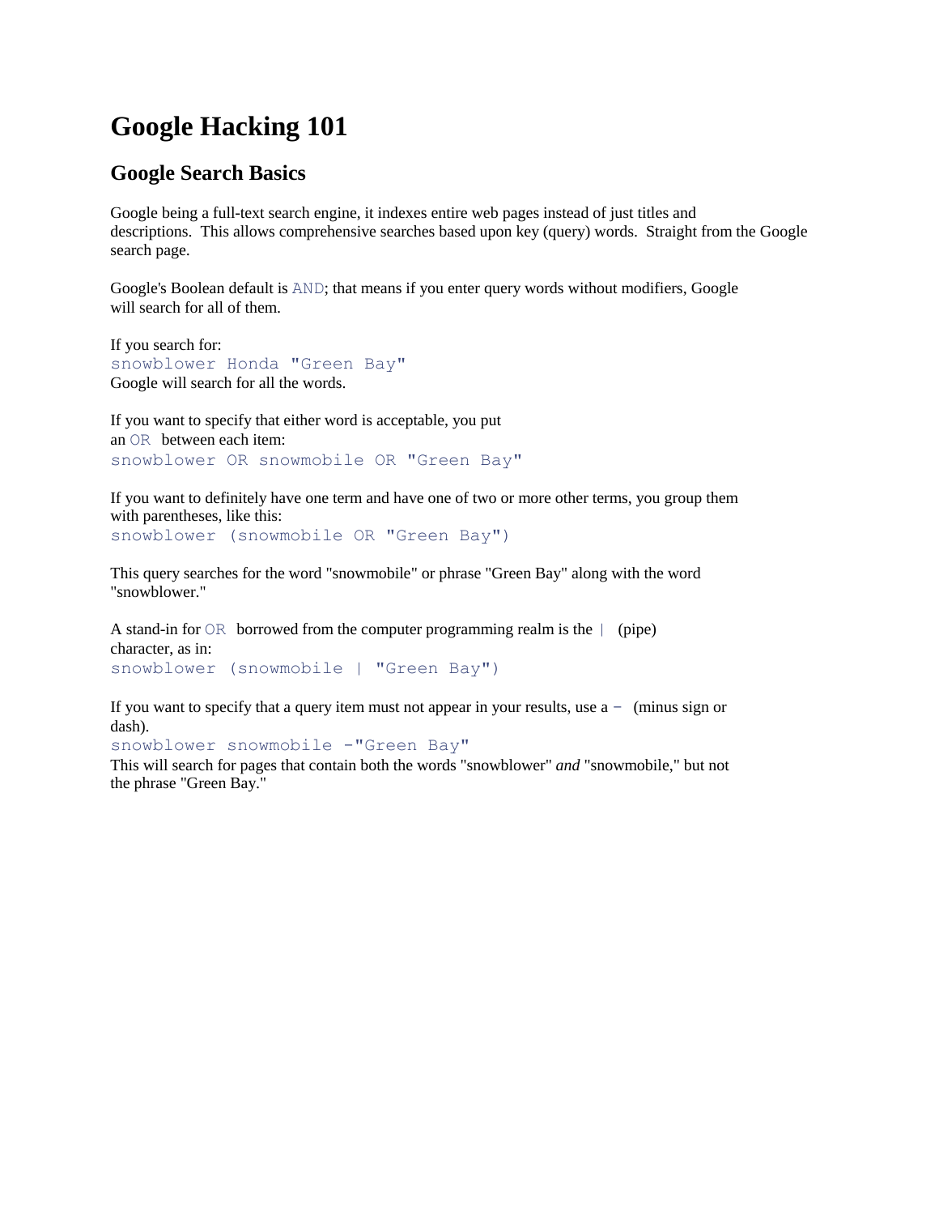# Google Hacking 101

## Google Search Basics

Google being a full-text search engine, it indexes entire web pages instead of just titles and descriptions. This allows comprehensive searches based upon key (query) words. Straight from the Google search page.

Google's Boolean default is `AND`; that means if you enter query words without modifiers, Google will search for all of them.

If you search for:
`snowblower Honda "Green Bay"`
Google will search for all the words.

If you want to specify that either word is acceptable, you put an `OR` between each item:
`snowblower OR snowmobile OR "Green Bay"`

If you want to definitely have one term and have one of two or more other terms, you group them with parentheses, like this:
`snowblower (snowmobile OR "Green Bay")`

This query searches for the word "snowmobile" or phrase "Green Bay" along with the word "snowblower."

A stand-in for `OR` borrowed from the computer programming realm is the `|` (pipe) character, as in:
`snowblower (snowmobile | "Green Bay")`

If you want to specify that a query item must not appear in your results, use a `-` (minus sign or dash).
`snowblower snowmobile -"Green Bay"`
This will search for pages that contain both the words "snowblower" *and* "snowmobile," but not the phrase "Green Bay."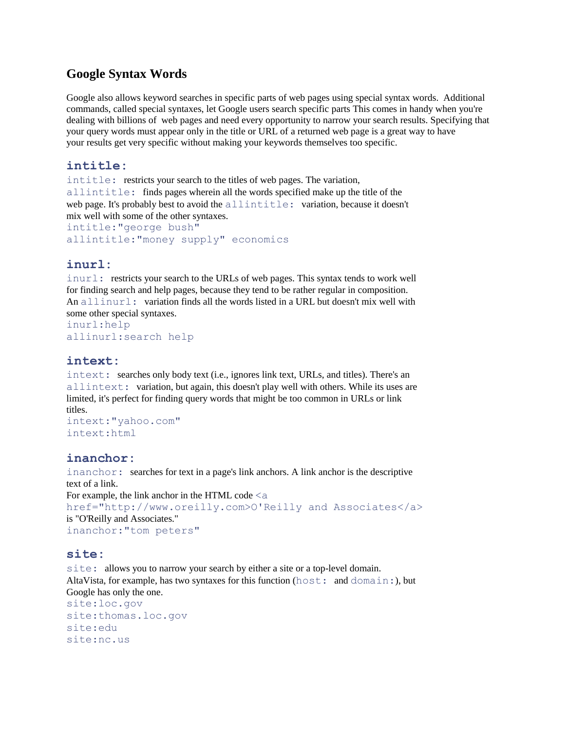## Google Syntax Words

Google also allows keyword searches in specific parts of web pages using special syntax words. Additional commands, called special syntaxes, let Google users search specific parts This comes in handy when you're dealing with billions of web pages and need every opportunity to narrow your search results. Specifying that your query words must appear only in the title or URL of a returned web page is a great way to have your results get very specific without making your keywords themselves too specific.

### `intitle:`

`intitle:` restricts your search to the titles of web pages. The variation, `allintitle:` finds pages wherein all the words specified make up the title of the web page. It's probably best to avoid the `allintitle:` variation, because it doesn't mix well with some of the other syntaxes.

```
intitle:"george bush"
allintitle:"money supply" economics
```

### `inurl:`

`inurl:` restricts your search to the URLs of web pages. This syntax tends to work well for finding search and help pages, because they tend to be rather regular in composition. An `allinurl:` variation finds all the words listed in a URL but doesn't mix well with some other special syntaxes.

```
inurl:help
allinurl:search help
```

### `intext:`

`intext:` searches only body text (i.e., ignores link text, URLs, and titles). There's an `allintext:` variation, but again, this doesn't play well with others. While its uses are limited, it's perfect for finding query words that might be too common in URLs or link titles.

```
intext:"yahoo.com"
intext:html
```

### `inanchor:`

`inanchor:` searches for text in a page's link anchors. A link anchor is the descriptive text of a link.

For example, the link anchor in the HTML code `<a href="http://www.oreilly.com>O'Reilly and Associates</a>` is "O'Reilly and Associates."

```
inanchor:"tom peters"
```

### `site:`

`site:` allows you to narrow your search by either a site or a top-level domain. AltaVista, for example, has two syntaxes for this function (`host:` and `domain:`), but Google has only the one.

```
site:loc.gov
site:thomas.loc.gov
site:edu
site:nc.us
```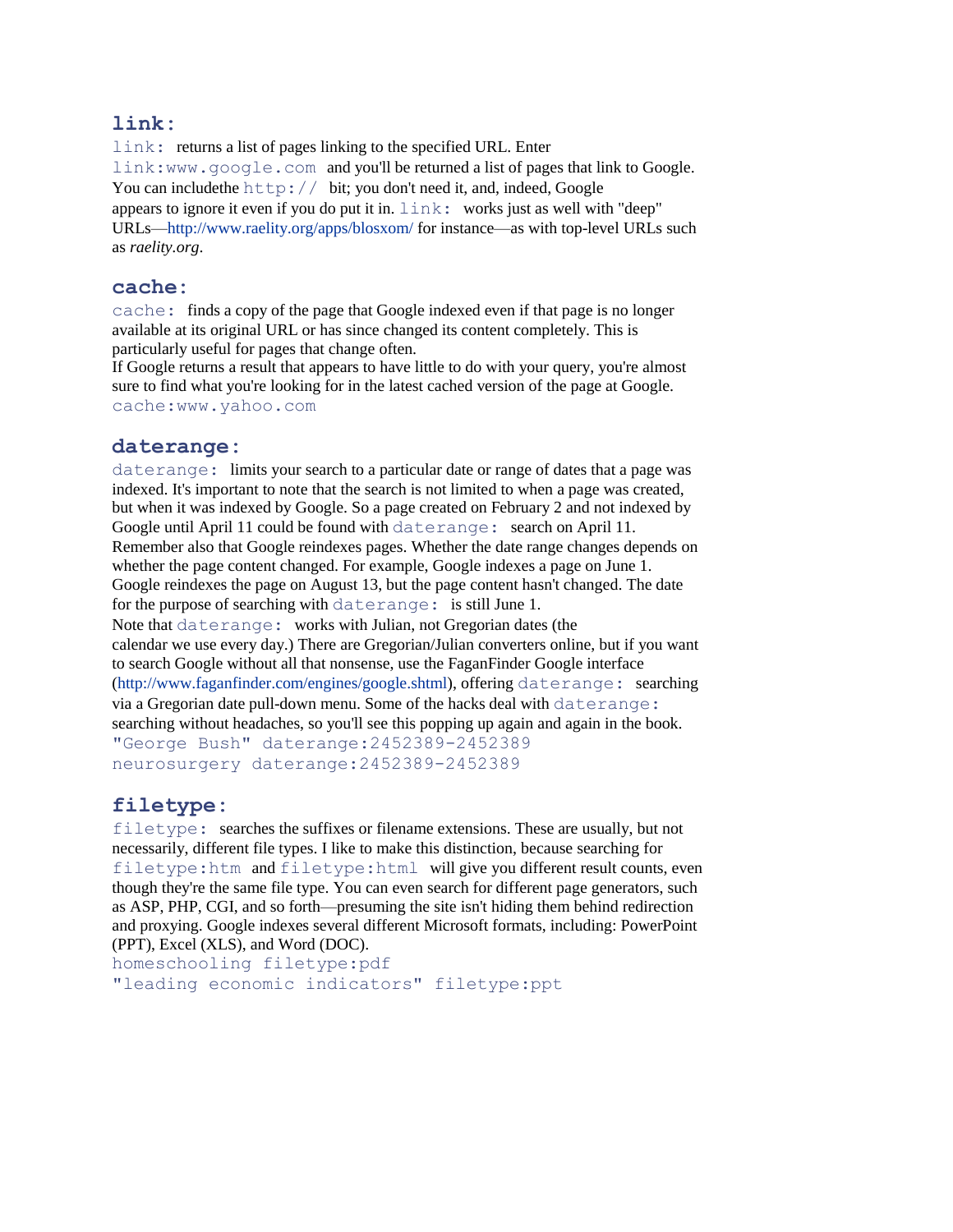### `link:`

`link:` returns a list of pages linking to the specified URL. Enter `link:www.google.com` and you'll be returned a list of pages that link to Google. You can includethe `http://` bit; you don't need it, and, indeed, Google appears to ignore it even if you do put it in. `link:` works just as well with "deep" URLs—http://www.raelity.org/apps/blosxom/ for instance—as with top-level URLs such as *raelity.org*.

### `cache:`

`cache:` finds a copy of the page that Google indexed even if that page is no longer available at its original URL or has since changed its content completely. This is particularly useful for pages that change often.
If Google returns a result that appears to have little to do with your query, you're almost sure to find what you're looking for in the latest cached version of the page at Google.

```
cache:www.yahoo.com
```

### `daterange:`

`daterange:` limits your search to a particular date or range of dates that a page was indexed. It's important to note that the search is not limited to when a page was created, but when it was indexed by Google. So a page created on February 2 and not indexed by Google until April 11 could be found with `daterange:` search on April 11.
Remember also that Google reindexes pages. Whether the date range changes depends on whether the page content changed. For example, Google indexes a page on June 1. Google reindexes the page on August 13, but the page content hasn't changed. The date for the purpose of searching with `daterange:` is still June 1.
Note that `daterange:` works with Julian, not Gregorian dates (the calendar we use every day.) There are Gregorian/Julian converters online, but if you want to search Google without all that nonsense, use the FaganFinder Google interface (http://www.faganfinder.com/engines/google.shtml), offering `daterange:` searching via a Gregorian date pull-down menu. Some of the hacks deal with `daterange:` searching without headaches, so you'll see this popping up again and again in the book.

```
"George Bush" daterange:2452389-2452389
neurosurgery daterange:2452389-2452389
```

### `filetype:`

`filetype:` searches the suffixes or filename extensions. These are usually, but not necessarily, different file types. I like to make this distinction, because searching for `filetype:htm` and `filetype:html` will give you different result counts, even though they're the same file type. You can even search for different page generators, such as ASP, PHP, CGI, and so forth—presuming the site isn't hiding them behind redirection and proxying. Google indexes several different Microsoft formats, including: PowerPoint (PPT), Excel (XLS), and Word (DOC).

```
homeschooling filetype:pdf
"leading economic indicators" filetype:ppt
```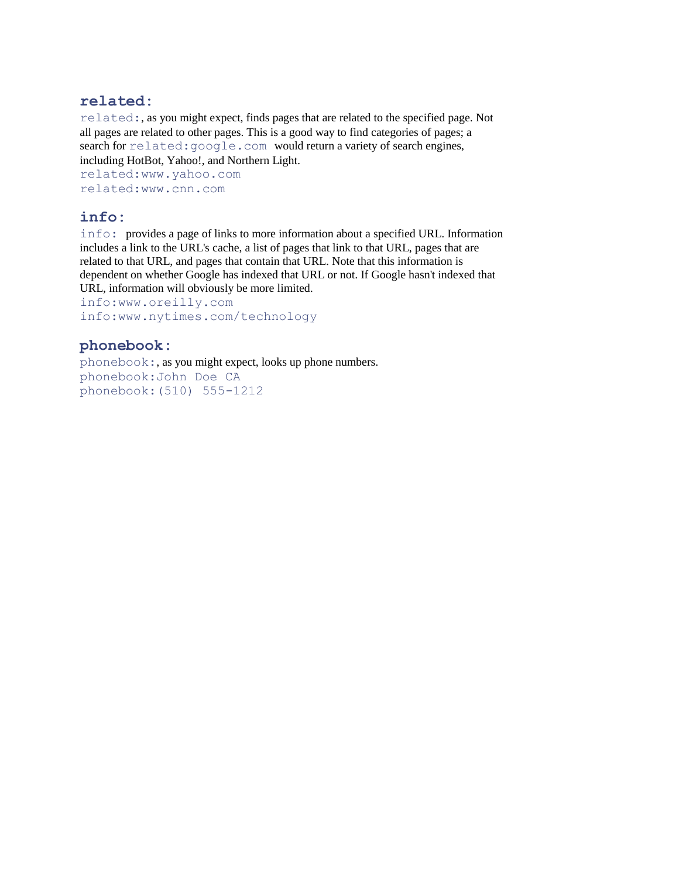## `related:`

`related:`, as you might expect, finds pages that are related to the specified page. Not all pages are related to other pages. This is a good way to find categories of pages; a search for `related:google.com` would return a variety of search engines, including HotBot, Yahoo!, and Northern Light.

```
related:www.yahoo.com
related:www.cnn.com
```

## `info:`

`info:` provides a page of links to more information about a specified URL. Information includes a link to the URL's cache, a list of pages that link to that URL, pages that are related to that URL, and pages that contain that URL. Note that this information is dependent on whether Google has indexed that URL or not. If Google hasn't indexed that URL, information will obviously be more limited.

```
info:www.oreilly.com
info:www.nytimes.com/technology
```

## `phonebook:`

`phonebook:`, as you might expect, looks up phone numbers.

```
phonebook:John Doe CA
phonebook:(510) 555-1212
```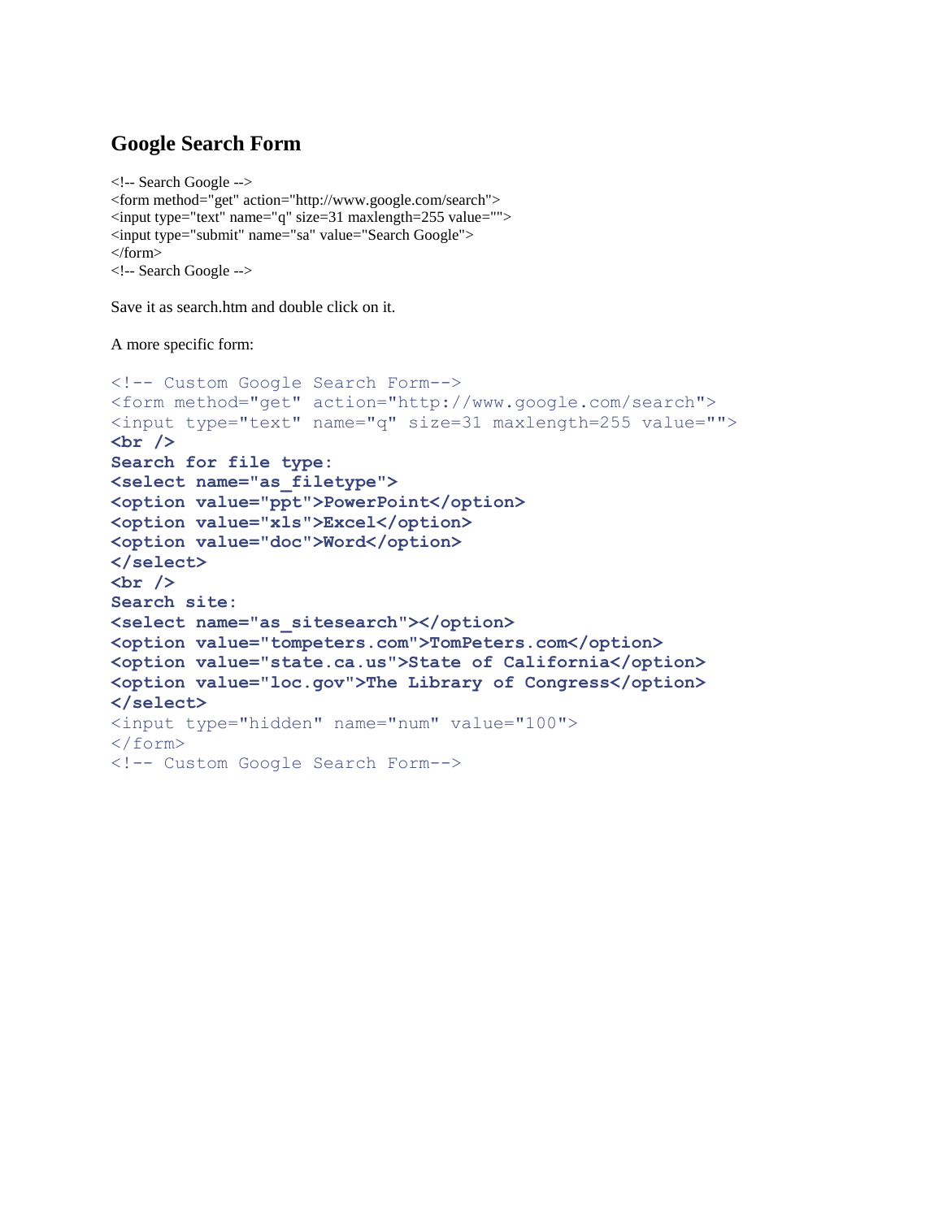## Google Search Form

```
<!-- Search Google -->
<form method="get" action="http://www.google.com/search">
<input type="text" name="q" size=31 maxlength=255 value="">
<input type="submit" name="sa" value="Search Google">
</form>
<!-- Search Google -->
```

Save it as search.htm and double click on it.

A more specific form:

```
<!-- Custom Google Search Form-->
<form method="get" action="http://www.google.com/search">
<input type="text" name="q" size=31 maxlength=255 value="">
<br />
Search for file type:
<select name="as_filetype">
<option value="ppt">PowerPoint</option>
<option value="xls">Excel</option>
<option value="doc">Word</option>
</select>
<br />
Search site:
<select name="as_sitesearch"></option>
<option value="tompeters.com">TomPeters.com</option>
<option value="state.ca.us">State of California</option>
<option value="loc.gov">The Library of Congress</option>
</select>
<input type="hidden" name="num" value="100">
</form>
<!-- Custom Google Search Form-->
```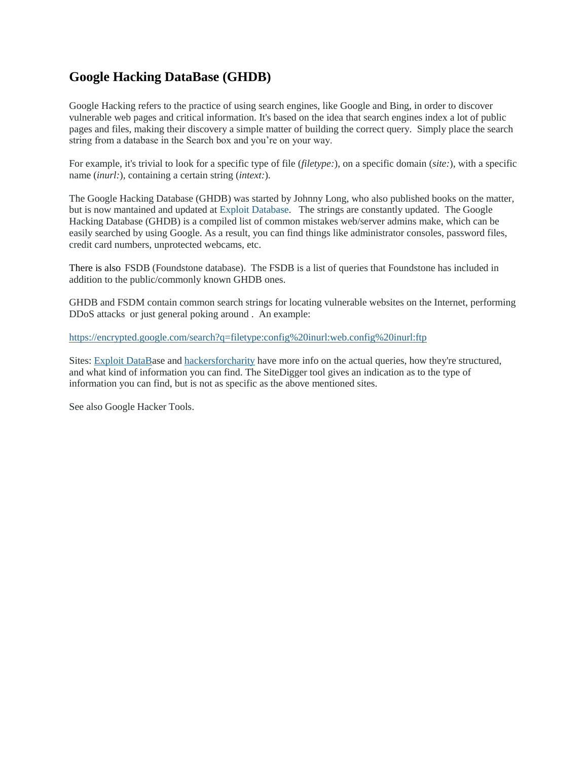# Google Hacking DataBase (GHDB)

Google Hacking refers to the practice of using search engines, like Google and Bing, in order to discover vulnerable web pages and critical information. It's based on the idea that search engines index a lot of public pages and files, making their discovery a simple matter of building the correct query. Simply place the search string from a database in the Search box and you're on your way.

For example, it's trivial to look for a specific type of file (*filetype:*), on a specific domain (*site:*), with a specific name (*inurl:*), containing a certain string (*intext:*).

The Google Hacking Database (GHDB) was started by Johnny Long, who also published books on the matter, but is now mantained and updated at Exploit Database. The strings are constantly updated. The Google Hacking Database (GHDB) is a compiled list of common mistakes web/server admins make, which can be easily searched by using Google. As a result, you can find things like administrator consoles, password files, credit card numbers, unprotected webcams, etc.

There is also FSDB (Foundstone database). The FSDB is a list of queries that Foundstone has included in addition to the public/commonly known GHDB ones.

GHDB and FSDM contain common search strings for locating vulnerable websites on the Internet, performing DDoS attacks or just general poking around . An example:

https://encrypted.google.com/search?q=filetype:config%20inurl:web.config%20inurl:ftp

Sites: Exploit DataBase and hackersforcharity have more info on the actual queries, how they're structured, and what kind of information you can find. The SiteDigger tool gives an indication as to the type of information you can find, but is not as specific as the above mentioned sites.

See also Google Hacker Tools.